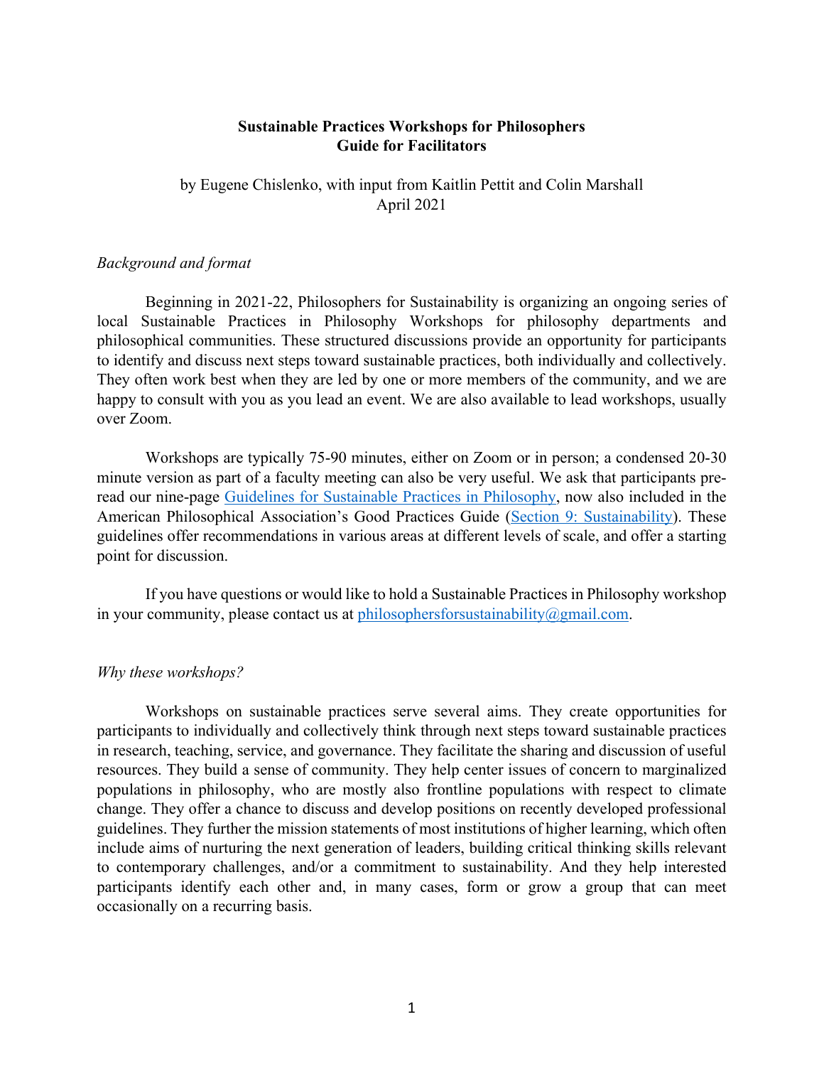# Sustainable Practices Workshops for Philosophers
## Guide for Facilitators

by Eugene Chislenko, with input from Kaitlin Pettit and Colin Marshall
April 2021

*Background and format*

Beginning in 2021-22, Philosophers for Sustainability is organizing an ongoing series of local Sustainable Practices in Philosophy Workshops for philosophy departments and philosophical communities. These structured discussions provide an opportunity for participants to identify and discuss next steps toward sustainable practices, both individually and collectively. They often work best when they are led by one or more members of the community, and we are happy to consult with you as you lead an event. We are also available to lead workshops, usually over Zoom.

Workshops are typically 75-90 minutes, either on Zoom or in person; a condensed 20-30 minute version as part of a faculty meeting can also be very useful. We ask that participants pre-read our nine-page Guidelines for Sustainable Practices in Philosophy, now also included in the American Philosophical Association's Good Practices Guide (Section 9: Sustainability). These guidelines offer recommendations in various areas at different levels of scale, and offer a starting point for discussion.

If you have questions or would like to hold a Sustainable Practices in Philosophy workshop in your community, please contact us at philosophersforsustainability@gmail.com.

*Why these workshops?*

Workshops on sustainable practices serve several aims. They create opportunities for participants to individually and collectively think through next steps toward sustainable practices in research, teaching, service, and governance. They facilitate the sharing and discussion of useful resources. They build a sense of community. They help center issues of concern to marginalized populations in philosophy, who are mostly also frontline populations with respect to climate change. They offer a chance to discuss and develop positions on recently developed professional guidelines. They further the mission statements of most institutions of higher learning, which often include aims of nurturing the next generation of leaders, building critical thinking skills relevant to contemporary challenges, and/or a commitment to sustainability. And they help interested participants identify each other and, in many cases, form or grow a group that can meet occasionally on a recurring basis.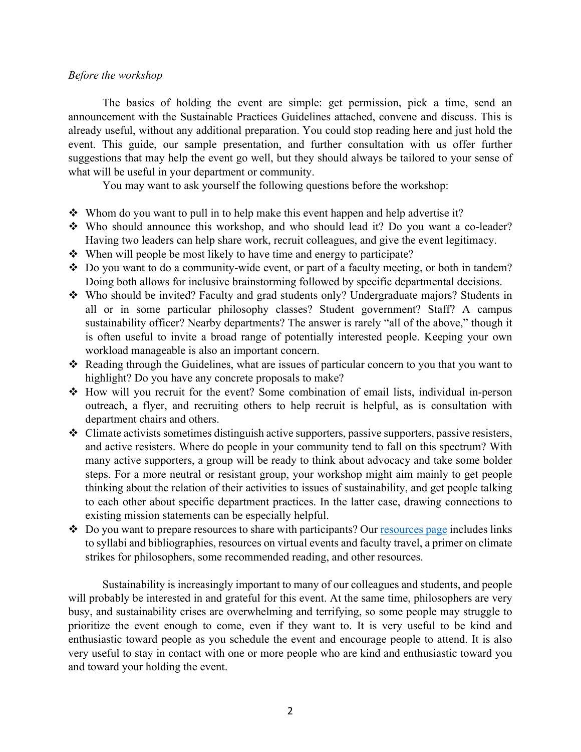*Before the workshop*

The basics of holding the event are simple: get permission, pick a time, send an announcement with the Sustainable Practices Guidelines attached, convene and discuss. This is already useful, without any additional preparation. You could stop reading here and just hold the event. This guide, our sample presentation, and further consultation with us offer further suggestions that may help the event go well, but they should always be tailored to your sense of what will be useful in your department or community.

You may want to ask yourself the following questions before the workshop:

- Whom do you want to pull in to help make this event happen and help advertise it?
- Who should announce this workshop, and who should lead it? Do you want a co-leader? Having two leaders can help share work, recruit colleagues, and give the event legitimacy.
- When will people be most likely to have time and energy to participate?
- Do you want to do a community-wide event, or part of a faculty meeting, or both in tandem? Doing both allows for inclusive brainstorming followed by specific departmental decisions.
- Who should be invited? Faculty and grad students only? Undergraduate majors? Students in all or in some particular philosophy classes? Student government? Staff? A campus sustainability officer? Nearby departments? The answer is rarely "all of the above," though it is often useful to invite a broad range of potentially interested people. Keeping your own workload manageable is also an important concern.
- Reading through the Guidelines, what are issues of particular concern to you that you want to highlight? Do you have any concrete proposals to make?
- How will you recruit for the event? Some combination of email lists, individual in-person outreach, a flyer, and recruiting others to help recruit is helpful, as is consultation with department chairs and others.
- Climate activists sometimes distinguish active supporters, passive supporters, passive resisters, and active resisters. Where do people in your community tend to fall on this spectrum? With many active supporters, a group will be ready to think about advocacy and take some bolder steps. For a more neutral or resistant group, your workshop might aim mainly to get people thinking about the relation of their activities to issues of sustainability, and get people talking to each other about specific department practices. In the latter case, drawing connections to existing mission statements can be especially helpful.
- Do you want to prepare resources to share with participants? Our resources page includes links to syllabi and bibliographies, resources on virtual events and faculty travel, a primer on climate strikes for philosophers, some recommended reading, and other resources.

Sustainability is increasingly important to many of our colleagues and students, and people will probably be interested in and grateful for this event. At the same time, philosophers are very busy, and sustainability crises are overwhelming and terrifying, so some people may struggle to prioritize the event enough to come, even if they want to. It is very useful to be kind and enthusiastic toward people as you schedule the event and encourage people to attend. It is also very useful to stay in contact with one or more people who are kind and enthusiastic toward you and toward your holding the event.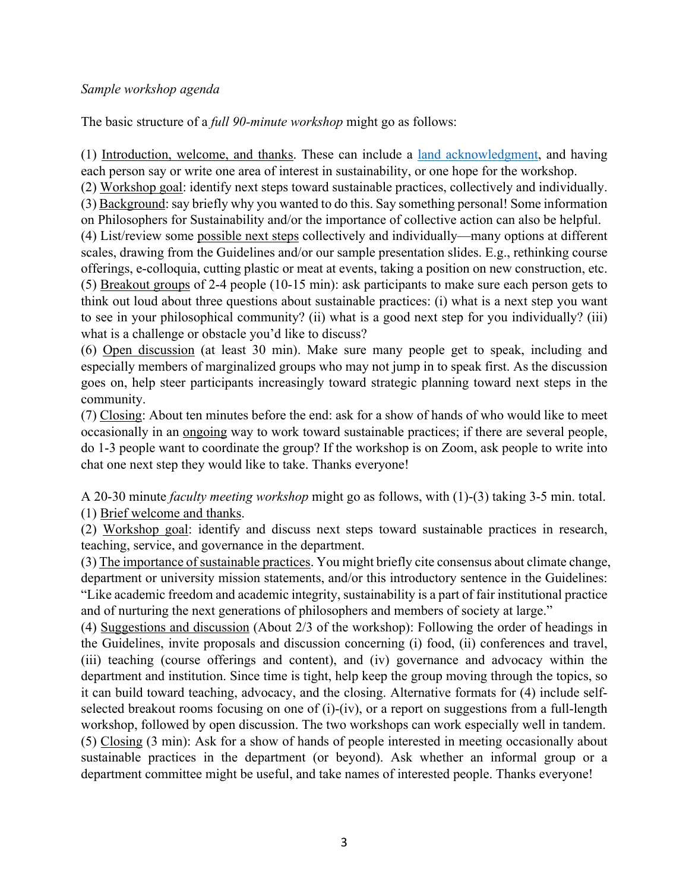*Sample workshop agenda*

The basic structure of a *full 90-minute workshop* might go as follows:

(1) Introduction, welcome, and thanks. These can include a [land acknowledgment](), and having each person say or write one area of interest in sustainability, or one hope for the workshop.
(2) Workshop goal: identify next steps toward sustainable practices, collectively and individually.
(3) Background: say briefly why you wanted to do this. Say something personal! Some information on Philosophers for Sustainability and/or the importance of collective action can also be helpful.
(4) List/review some possible next steps collectively and individually—many options at different scales, drawing from the Guidelines and/or our sample presentation slides. E.g., rethinking course offerings, e-colloquia, cutting plastic or meat at events, taking a position on new construction, etc.
(5) Breakout groups of 2-4 people (10-15 min): ask participants to make sure each person gets to think out loud about three questions about sustainable practices: (i) what is a next step you want to see in your philosophical community? (ii) what is a good next step for you individually? (iii) what is a challenge or obstacle you'd like to discuss?
(6) Open discussion (at least 30 min). Make sure many people get to speak, including and especially members of marginalized groups who may not jump in to speak first. As the discussion goes on, help steer participants increasingly toward strategic planning toward next steps in the community.
(7) Closing: About ten minutes before the end: ask for a show of hands of who would like to meet occasionally in an ongoing way to work toward sustainable practices; if there are several people, do 1-3 people want to coordinate the group? If the workshop is on Zoom, ask people to write into chat one next step they would like to take. Thanks everyone!

A 20-30 minute *faculty meeting workshop* might go as follows, with (1)-(3) taking 3-5 min. total.
(1) Brief welcome and thanks.
(2) Workshop goal: identify and discuss next steps toward sustainable practices in research, teaching, service, and governance in the department.
(3) The importance of sustainable practices. You might briefly cite consensus about climate change, department or university mission statements, and/or this introductory sentence in the Guidelines: "Like academic freedom and academic integrity, sustainability is a part of fair institutional practice and of nurturing the next generations of philosophers and members of society at large."
(4) Suggestions and discussion (About 2/3 of the workshop): Following the order of headings in the Guidelines, invite proposals and discussion concerning (i) food, (ii) conferences and travel, (iii) teaching (course offerings and content), and (iv) governance and advocacy within the department and institution. Since time is tight, help keep the group moving through the topics, so it can build toward teaching, advocacy, and the closing. Alternative formats for (4) include self-selected breakout rooms focusing on one of (i)-(iv), or a report on suggestions from a full-length workshop, followed by open discussion. The two workshops can work especially well in tandem.
(5) Closing (3 min): Ask for a show of hands of people interested in meeting occasionally about sustainable practices in the department (or beyond). Ask whether an informal group or a department committee might be useful, and take names of interested people. Thanks everyone!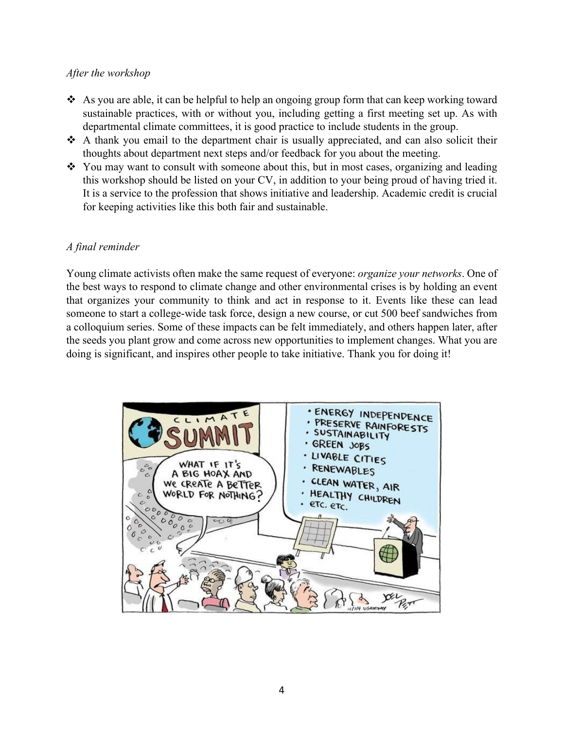*After the workshop*

- As you are able, it can be helpful to help an ongoing group form that can keep working toward sustainable practices, with or without you, including getting a first meeting set up. As with departmental climate committees, it is good practice to include students in the group.
- A thank you email to the department chair is usually appreciated, and can also solicit their thoughts about department next steps and/or feedback for you about the meeting.
- You may want to consult with someone about this, but in most cases, organizing and leading this workshop should be listed on your CV, in addition to your being proud of having tried it. It is a service to the profession that shows initiative and leadership. Academic credit is crucial for keeping activities like this both fair and sustainable.

*A final reminder*

Young climate activists often make the same request of everyone: *organize your networks*. One of the best ways to respond to climate change and other environmental crises is by holding an event that organizes your community to think and act in response to it. Events like these can lead someone to start a college-wide task force, design a new course, or cut 500 beef sandwiches from a colloquium series. Some of these impacts can be felt immediately, and others happen later, after the seeds you plant grow and come across new opportunities to implement changes. What you are doing is significant, and inspires other people to take initiative. Thank you for doing it!